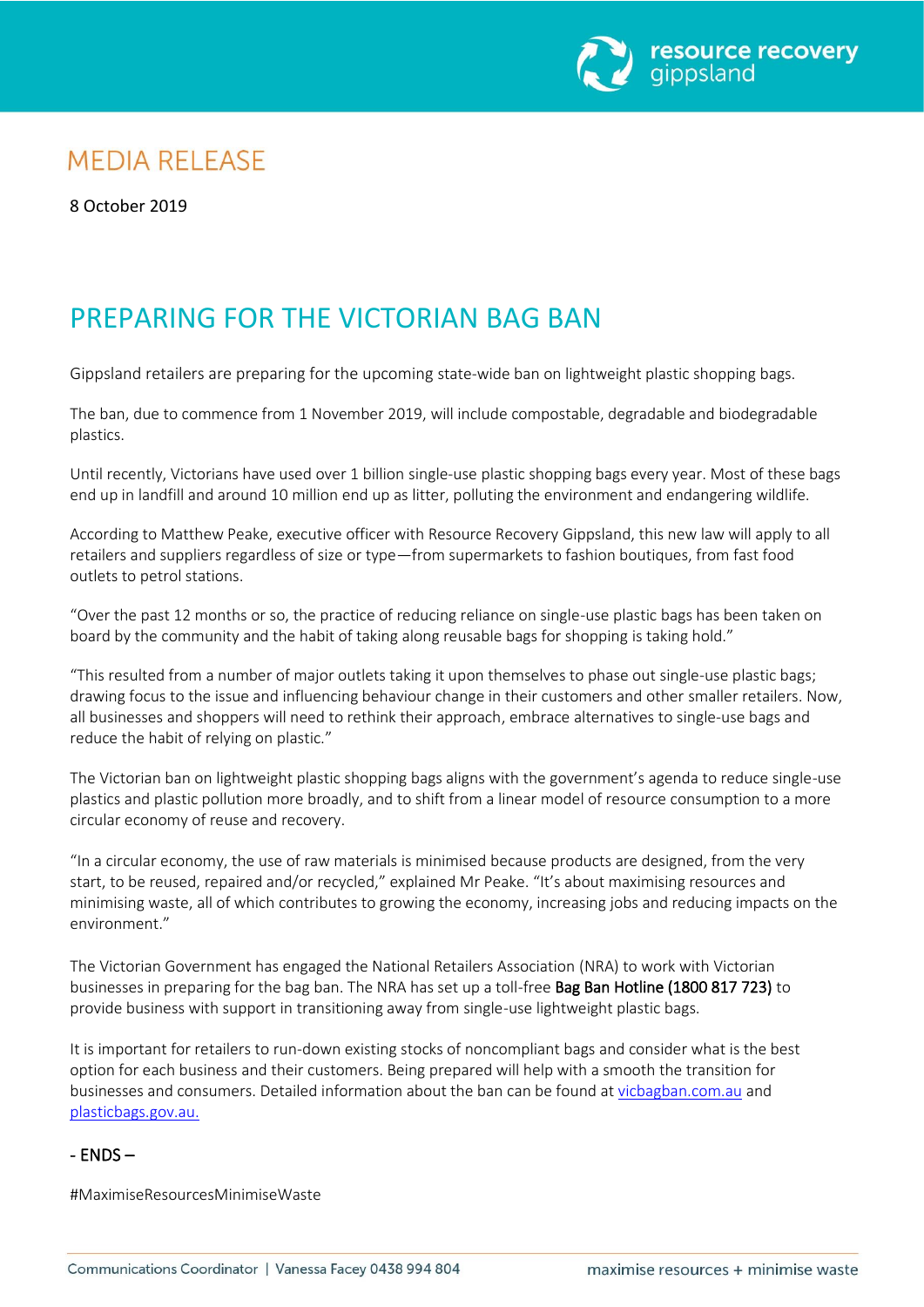MEDIA RELEASE

8 October 2019

# PREPARING FOR THE VICTORIAN BAG BAN

Gippsland retailers are preparing for the upcoming state-wide ban on lightweight plastic shopping bags.

The ban, due to commence from 1 November 2019, will include compostable, degradable and biodegradable plastics.

Until recently, Victorians have used over 1 billion single-use plastic shopping bags every year. Most of these bags end up in landfill and around 10 million end up as litter, polluting the environment and endangering wildlife.

According to Matthew Peake, executive officer with Resource Recovery Gippsland, this new law will apply to all retailers and suppliers regardless of size or type—from supermarkets to fashion boutiques, from fast food outlets to petrol stations.

"Over the past 12 months or so, the practice of reducing reliance on single-use plastic bags has been taken on board by the community and the habit of taking along reusable bags for shopping is taking hold."

"This resulted from a number of major outlets taking it upon themselves to phase out single-use plastic bags; drawing focus to the issue and influencing behaviour change in their customers and other smaller retailers. Now, all businesses and shoppers will need to rethink their approach, embrace alternatives to single-use bags and reduce the habit of relying on plastic."

The Victorian ban on lightweight plastic shopping bags aligns with the government's agenda to reduce single-use plastics and plastic pollution more broadly, and to shift from a linear model of resource consumption to a more circular economy of reuse and recovery.

"In a circular economy, the use of raw materials is minimised because products are designed, from the very start, to be reused, repaired and/or recycled," explained Mr Peake. "It's about maximising resources and minimising waste, all of which contributes to growing the economy, increasing jobs and reducing impacts on the environment."

The Victorian Government has engaged the National Retailers Association (NRA) to work with Victorian businesses in preparing for the bag ban. The NRA has set up a toll-free **Bag Ban Hotline (1800 817 723)** to provide business with support in transitioning away from single-use lightweight plastic bags.

It is important for retailers to run-down existing stocks of noncompliant bags and consider what is the best option for each business and their customers. Being prepared will help with a smooth the transition for businesses and consumers. Detailed information about the ban can be found at [vicbagban.com.au](vicbagban.com.au) and [plasticbags.gov.au.](plasticbags.gov.au)

\- ENDS –

#MaximiseResourcesMinimiseWaste

Communications Coordinator | Vanessa Facey 0438 994 804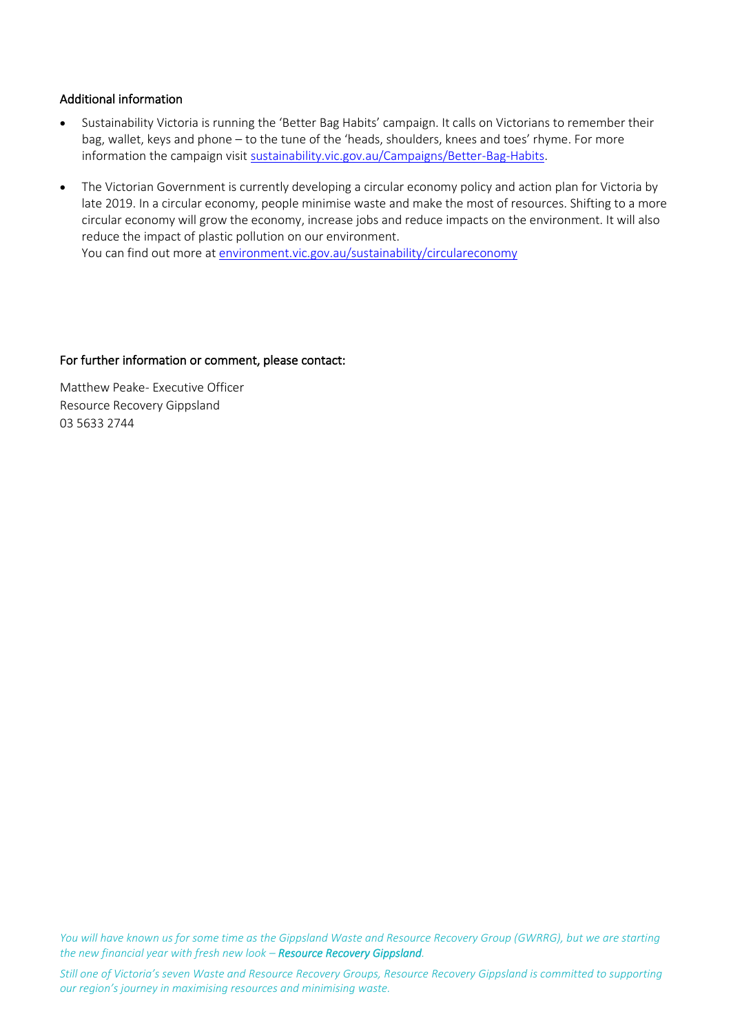### Additional information

- Sustainability Victoria is running the 'Better Bag Habits' campaign. It calls on Victorians to remember their bag, wallet, keys and phone – to the tune of the 'heads, shoulders, knees and toes' rhyme. For more information the campaign visit [sustainability.vic.gov.au/Campaigns/Better-Bag-Habits](sustainability.vic.gov.au/Campaigns/Better-Bag-Habits).

- The Victorian Government is currently developing a circular economy policy and action plan for Victoria by late 2019. In a circular economy, people minimise waste and make the most of resources. Shifting to a more circular economy will grow the economy, increase jobs and reduce impacts on the environment. It will also reduce the impact of plastic pollution on our environment.
  You can find out more at [environment.vic.gov.au/sustainability/circulareconomy](environment.vic.gov.au/sustainability/circulareconomy)

### For further information or comment, please contact:

Matthew Peake- Executive Officer
Resource Recovery Gippsland
03 5633 2744

*You will have known us for some time as the Gippsland Waste and Resource Recovery Group (GWRRG), but we are starting the new financial year with fresh new look – **Resource Recovery Gippsland**.*

*Still one of Victoria's seven Waste and Resource Recovery Groups, Resource Recovery Gippsland is committed to supporting our region's journey in maximising resources and minimising waste.*